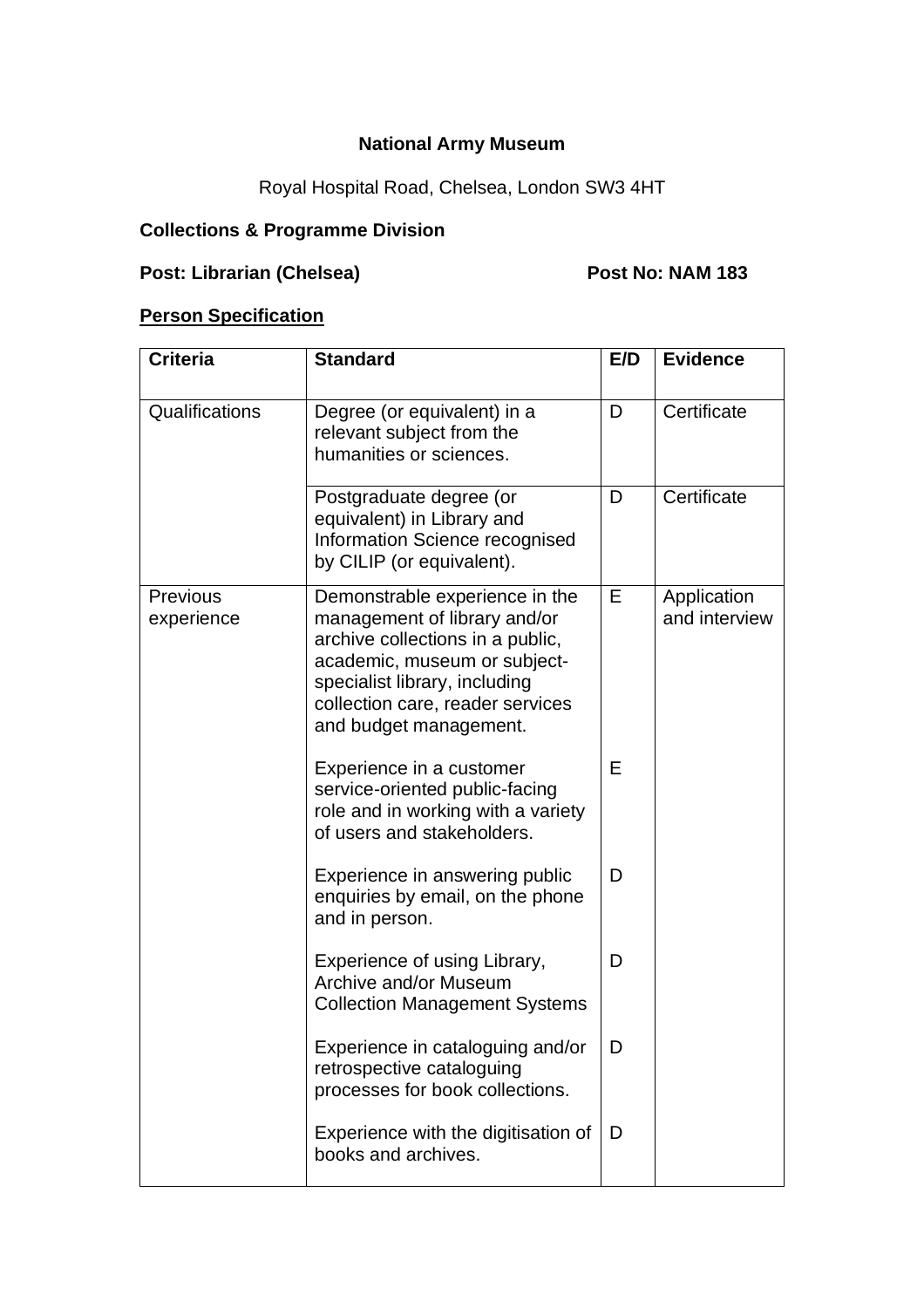**National Army Museum**

Royal Hospital Road, Chelsea, London SW3 4HT

**Collections & Programme Division**

**Post: Librarian (Chelsea)** **Post No: NAM 183**

**Person Specification**

| Criteria | Standard | E/D | Evidence |
|---|---|---|---|
| Qualifications | Degree (or equivalent) in a relevant subject from the humanities or sciences. | D | Certificate |
| | Postgraduate degree (or equivalent) in Library and Information Science recognised by CILIP (or equivalent). | D | Certificate |
| Previous experience | Demonstrable experience in the management of library and/or archive collections in a public, academic, museum or subject-specialist library, including collection care, reader services and budget management. | E | Application and interview |
| | Experience in a customer service-oriented public-facing role and in working with a variety of users and stakeholders. | E | |
| | Experience in answering public enquiries by email, on the phone and in person. | D | |
| | Experience of using Library, Archive and/or Museum Collection Management Systems | D | |
| | Experience in cataloguing and/or retrospective cataloguing processes for book collections. | D | |
| | Experience with the digitisation of books and archives. | D | |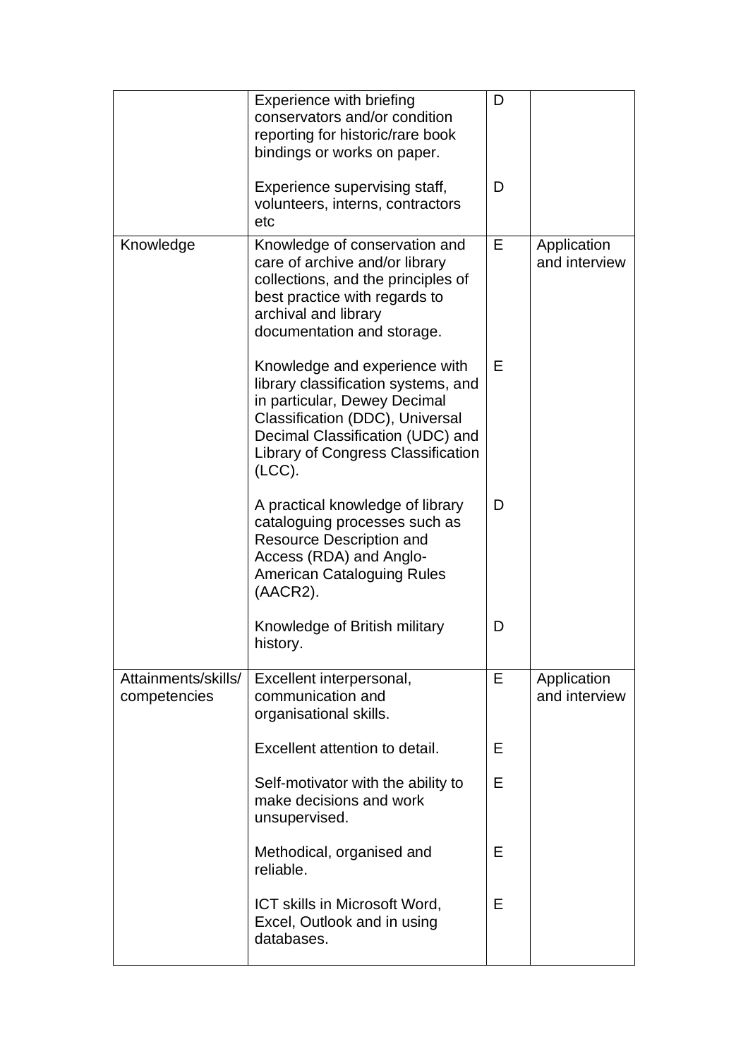| | | | |
|---|---|---|---|
| | Experience with briefing conservators and/or condition reporting for historic/rare book bindings or works on paper. | D | |
| | Experience supervising staff, volunteers, interns, contractors etc | D | |
| Knowledge | Knowledge of conservation and care of archive and/or library collections, and the principles of best practice with regards to archival and library documentation and storage. | E | Application and interview |
| | Knowledge and experience with library classification systems, and in particular, Dewey Decimal Classification (DDC), Universal Decimal Classification (UDC) and Library of Congress Classification (LCC). | E | |
| | A practical knowledge of library cataloguing processes such as Resource Description and Access (RDA) and Anglo-American Cataloguing Rules (AACR2). | D | |
| | Knowledge of British military history. | D | |
| Attainments/skills/ competencies | Excellent interpersonal, communication and organisational skills. | E | Application and interview |
| | Excellent attention to detail. | E | |
| | Self-motivator with the ability to make decisions and work unsupervised. | E | |
| | Methodical, organised and reliable. | E | |
| | ICT skills in Microsoft Word, Excel, Outlook and in using databases. | E | |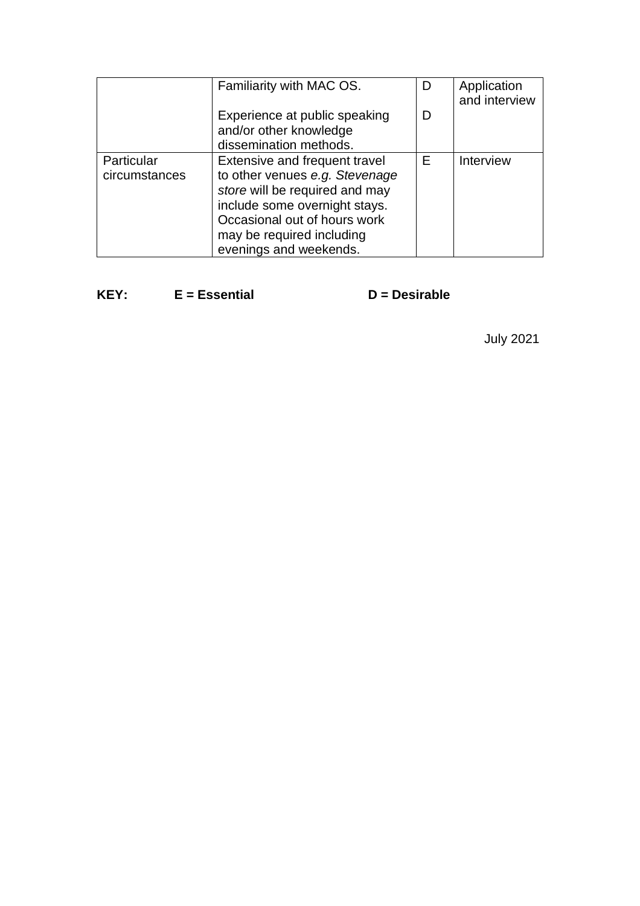| | | | |
|---|---|---|---|
| | Familiarity with MAC OS.<br><br>Experience at public speaking and/or other knowledge dissemination methods. | D<br><br>D | Application and interview |
| Particular circumstances | Extensive and frequent travel to other venues *e.g. Stevenage store* will be required and may include some overnight stays. Occasional out of hours work may be required including evenings and weekends. | E | Interview |

**KEY:** **E = Essential** **D = Desirable**

July 2021